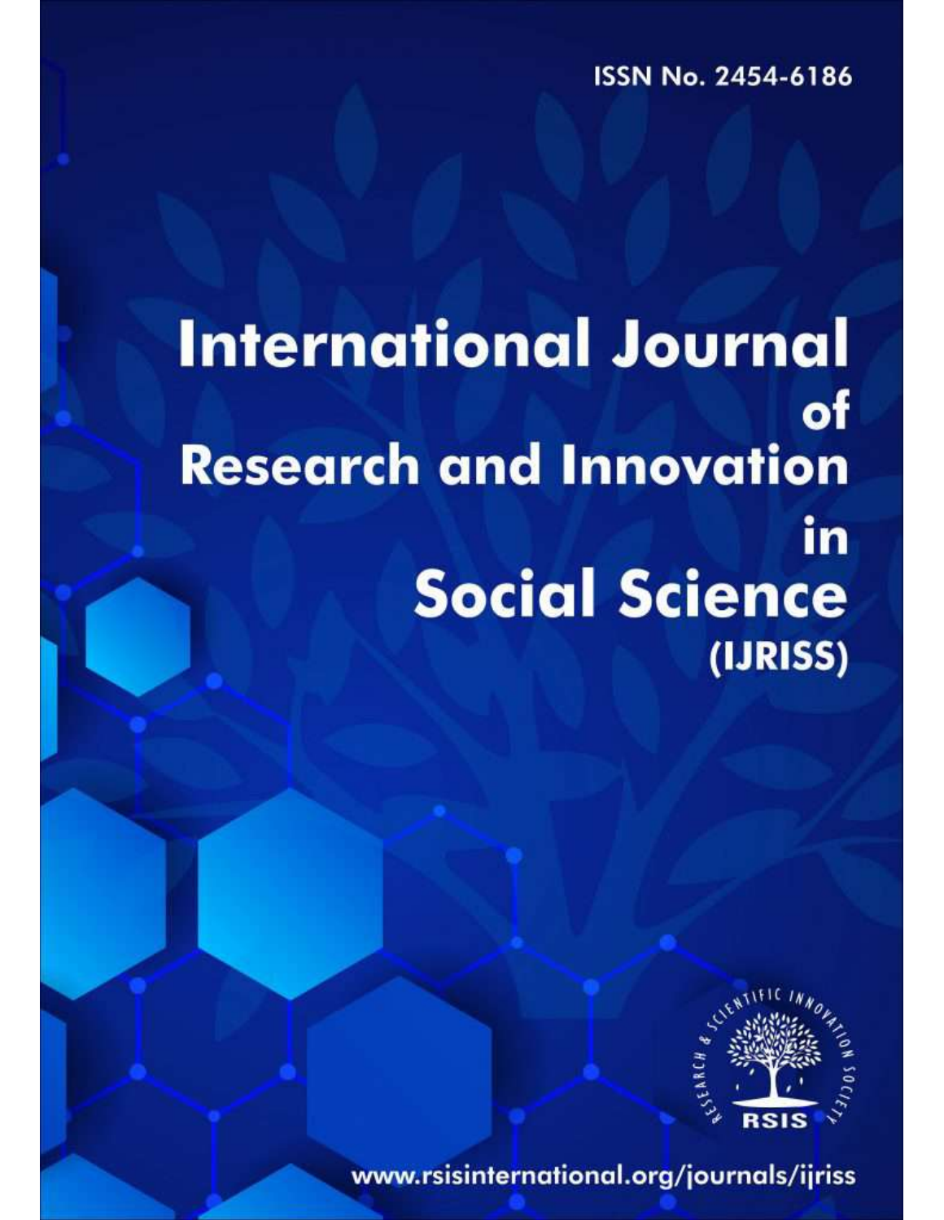ISSN No. 2454-6186

# International Journal of Research and Innovation in Social Science (IJRISS)

RESEARCH & SCIENTIFIC INNOVATION SOCIETY

RSIS

www.rsisinternational.org/journals/ijriss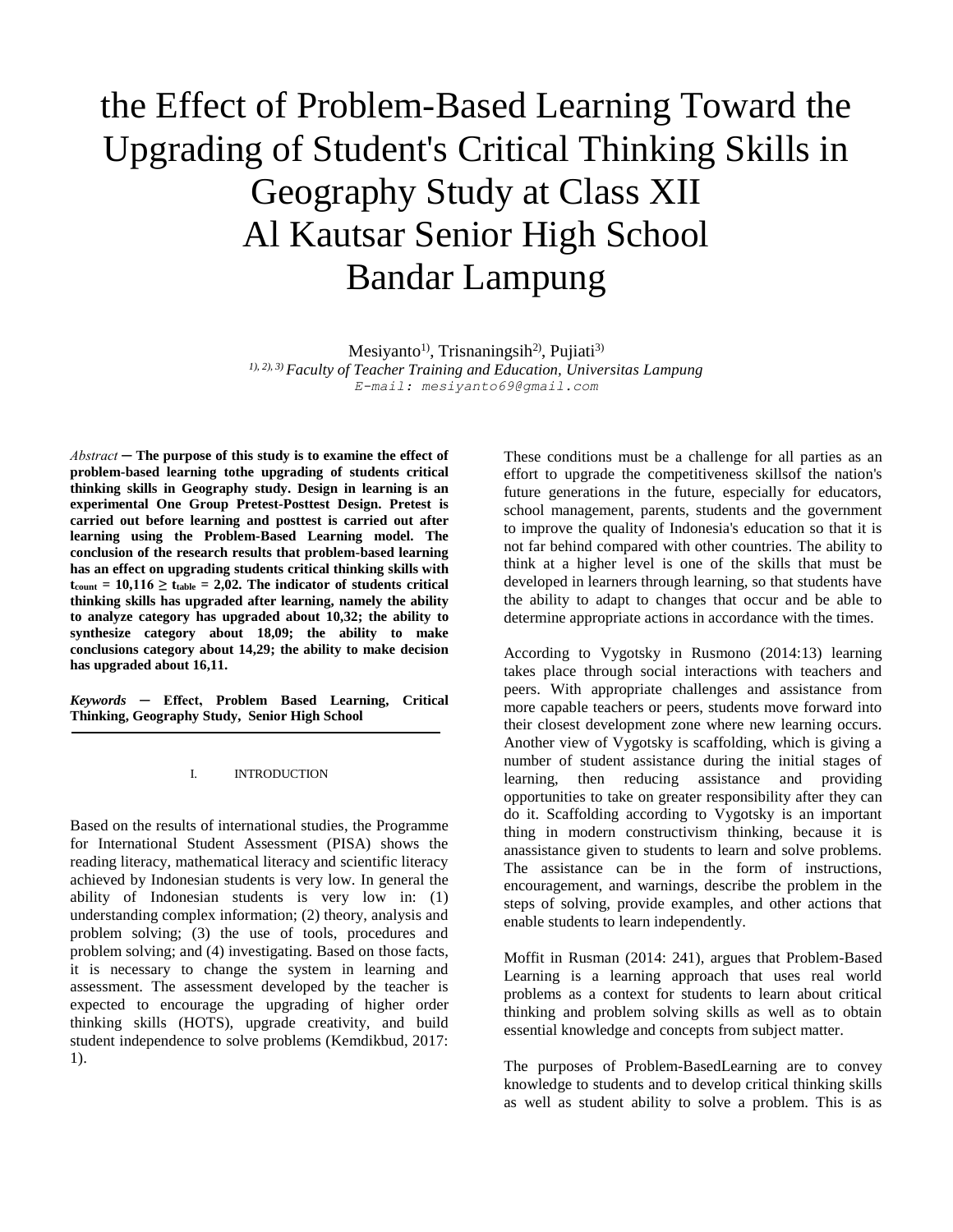# the Effect of Problem-Based Learning Toward the Upgrading of Student's Critical Thinking Skills in Geography Study at Class XII Al Kautsar Senior High School Bandar Lampung

Mesiyanto[1)], Trisnaningsih[2)], Pujiati[3)]

*[1), 2), 3)] Faculty of Teacher Training and Education, Universitas Lampung*

*E-mail: mesiyanto69@gmail.com*

*Abstract* — **The purpose of this study is to examine the effect of problem-based learning tothe upgrading of students critical thinking skills in Geography study. Design in learning is an experimental One Group Pretest-Posttest Design. Pretest is carried out before learning and posttest is carried out after learning using the Problem-Based Learning model. The conclusion of the research results that problem-based learning has an effect on upgrading students critical thinking skills with $t_{count} = 10{,}116 \geq t_{table} = 2{,}02$. The indicator of students critical thinking skills has upgraded after learning, namely the ability to analyze category has upgraded about 10,32; the ability to synthesize category about 18,09; the ability to make conclusions category about 14,29; the ability to make decision has upgraded about 16,11.**

***Keywords* — Effect, Problem Based Learning, Critical Thinking, Geography Study, Senior High School**

## I. INTRODUCTION

Based on the results of international studies, the Programme for International Student Assessment (PISA) shows the reading literacy, mathematical literacy and scientific literacy achieved by Indonesian students is very low. In general the ability of Indonesian students is very low in: (1) understanding complex information; (2) theory, analysis and problem solving; (3) the use of tools, procedures and problem solving; and (4) investigating. Based on those facts, it is necessary to change the system in learning and assessment. The assessment developed by the teacher is expected to encourage the upgrading of higher order thinking skills (HOTS), upgrade creativity, and build student independence to solve problems (Kemdikbud, 2017: 1).

These conditions must be a challenge for all parties as an effort to upgrade the competitiveness skillsof the nation's future generations in the future, especially for educators, school management, parents, students and the government to improve the quality of Indonesia's education so that it is not far behind compared with other countries. The ability to think at a higher level is one of the skills that must be developed in learners through learning, so that students have the ability to adapt to changes that occur and be able to determine appropriate actions in accordance with the times.

According to Vygotsky in Rusmono (2014:13) learning takes place through social interactions with teachers and peers. With appropriate challenges and assistance from more capable teachers or peers, students move forward into their closest development zone where new learning occurs. Another view of Vygotsky is scaffolding, which is giving a number of student assistance during the initial stages of learning, then reducing assistance and providing opportunities to take on greater responsibility after they can do it. Scaffolding according to Vygotsky is an important thing in modern constructivism thinking, because it is anassistance given to students to learn and solve problems. The assistance can be in the form of instructions, encouragement, and warnings, describe the problem in the steps of solving, provide examples, and other actions that enable students to learn independently.

Moffit in Rusman (2014: 241), argues that Problem-Based Learning is a learning approach that uses real world problems as a context for students to learn about critical thinking and problem solving skills as well as to obtain essential knowledge and concepts from subject matter.

The purposes of Problem-BasedLearning are to convey knowledge to students and to develop critical thinking skills as well as student ability to solve a problem. This is as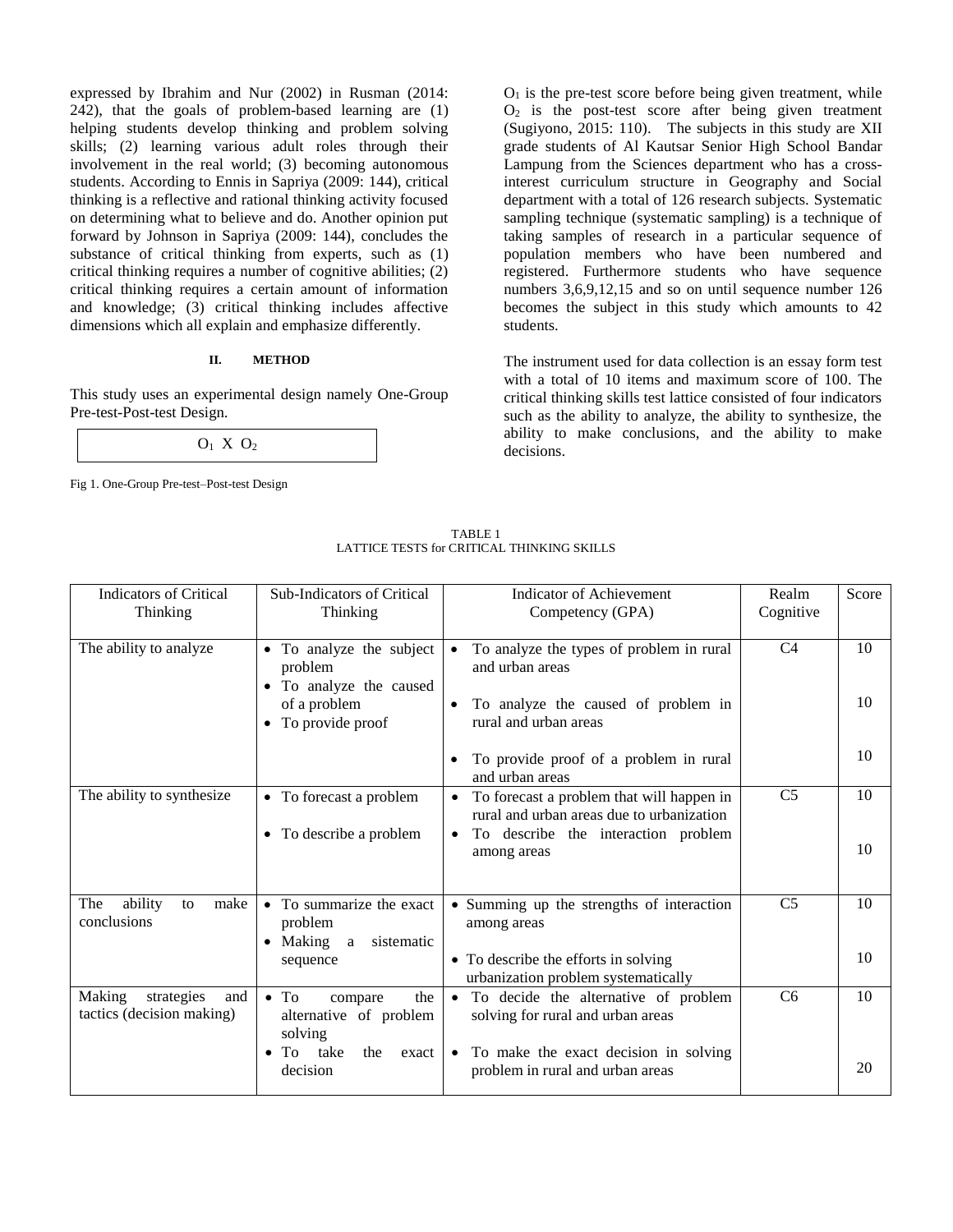expressed by Ibrahim and Nur (2002) in Rusman (2014: 242), that the goals of problem-based learning are (1) helping students develop thinking and problem solving skills; (2) learning various adult roles through their involvement in the real world; (3) becoming autonomous students. According to Ennis in Sapriya (2009: 144), critical thinking is a reflective and rational thinking activity focused on determining what to believe and do. Another opinion put forward by Johnson in Sapriya (2009: 144), concludes the substance of critical thinking from experts, such as (1) critical thinking requires a number of cognitive abilities; (2) critical thinking requires a certain amount of information and knowledge; (3) critical thinking includes affective dimensions which all explain and emphasize differently.

## II. METHOD

This study uses an experimental design namely One-Group Pre-test-Post-test Design.

$O_1$ X $O_2$

Fig 1. One-Group Pre-test–Post-test Design

$O_1$ is the pre-test score before being given treatment, while $O_2$ is the post-test score after being given treatment (Sugiyono, 2015: 110). The subjects in this study are XII grade students of Al Kautsar Senior High School Bandar Lampung from the Sciences department who has a cross-interest curriculum structure in Geography and Social department with a total of 126 research subjects. Systematic sampling technique (systematic sampling) is a technique of taking samples of research in a particular sequence of population members who have been numbered and registered. Furthermore students who have sequence numbers 3,6,9,12,15 and so on until sequence number 126 becomes the subject in this study which amounts to 42 students.

The instrument used for data collection is an essay form test with a total of 10 items and maximum score of 100. The critical thinking skills test lattice consisted of four indicators such as the ability to analyze, the ability to synthesize, the ability to make conclusions, and the ability to make decisions.

TABLE 1
LATTICE TESTS for CRITICAL THINKING SKILLS

| Indicators of Critical Thinking | Sub-Indicators of Critical Thinking | Indicator of Achievement Competency (GPA) | Realm Cognitive | Score |
|---|---|---|---|---|
| The ability to analyze | • To analyze the subject problem<br>• To analyze the caused of a problem<br>• To provide proof | • To analyze the types of problem in rural and urban areas<br>• To analyze the caused of problem in rural and urban areas<br>• To provide proof of a problem in rural and urban areas | C4 | 10<br>10<br>10 |
| The ability to synthesize | • To forecast a problem<br>• To describe a problem | • To forecast a problem that will happen in rural and urban areas due to urbanization<br>• To describe the interaction problem among areas | C5 | 10<br>10 |
| The ability to make conclusions | • To summarize the exact problem<br>• Making a sistematic sequence | • Summing up the strengths of interaction among areas<br>• To describe the efforts in solving urbanization problem systematically | C5 | 10<br>10 |
| Making strategies and tactics (decision making) | • To compare the alternative of problem solving<br>• To take the exact decision | • To decide the alternative of problem solving for rural and urban areas<br>• To make the exact decision in solving problem in rural and urban areas | C6 | 10<br>20 |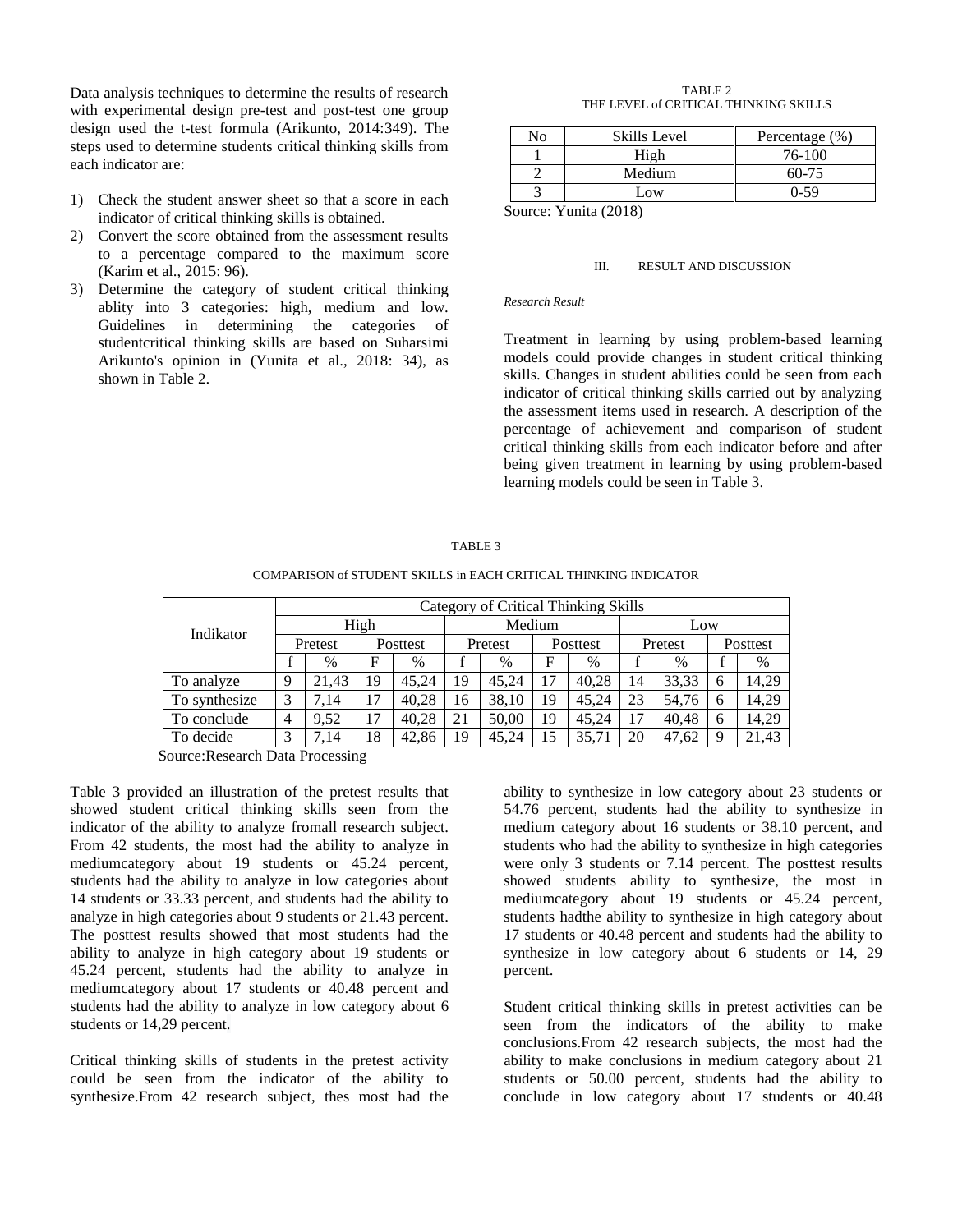Data analysis techniques to determine the results of research with experimental design pre-test and post-test one group design used the t-test formula (Arikunto, 2014:349). The steps used to determine students critical thinking skills from each indicator are:

1) Check the student answer sheet so that a score in each indicator of critical thinking skills is obtained.
2) Convert the score obtained from the assessment results to a percentage compared to the maximum score (Karim et al., 2015: 96).
3) Determine the category of student critical thinking ablity into 3 categories: high, medium and low. Guidelines in determining the categories of studentcritical thinking skills are based on Suharsimi Arikunto's opinion in (Yunita et al., 2018: 34), as shown in Table 2.

TABLE 2
THE LEVEL of CRITICAL THINKING SKILLS

| No | Skills Level | Percentage (%) |
|---|---|---|
| 1 | High | 76-100 |
| 2 | Medium | 60-75 |
| 3 | Low | 0-59 |

Source: Yunita (2018)

## III. RESULT AND DISCUSSION

*Research Result*

Treatment in learning by using problem-based learning models could provide changes in student critical thinking skills. Changes in student abilities could be seen from each indicator of critical thinking skills carried out by analyzing the assessment items used in research. A description of the percentage of achievement and comparison of student critical thinking skills from each indicator before and after being given treatment in learning by using problem-based learning models could be seen in Table 3.

TABLE 3

COMPARISON of STUDENT SKILLS in EACH CRITICAL THINKING INDICATOR

| Indikator | Category of Critical Thinking Skills | | | | | | | | | | | |
|---|---|---|---|---|---|---|---|---|---|---|---|---|
| | High | | | | Medium | | | | Low | | | |
| | Pretest | | Posttest | | Pretest | | Posttest | | Pretest | | Posttest | |
| | f | % | F | % | f | % | F | % | f | % | f | % |
| To analyze | 9 | 21,43 | 19 | 45,24 | 19 | 45,24 | 17 | 40,28 | 14 | 33,33 | 6 | 14,29 |
| To synthesize | 3 | 7,14 | 17 | 40,28 | 16 | 38,10 | 19 | 45,24 | 23 | 54,76 | 6 | 14,29 |
| To conclude | 4 | 9,52 | 17 | 40,28 | 21 | 50,00 | 19 | 45,24 | 17 | 40,48 | 6 | 14,29 |
| To decide | 3 | 7,14 | 18 | 42,86 | 19 | 45,24 | 15 | 35,71 | 20 | 47,62 | 9 | 21,43 |

Source:Research Data Processing

Table 3 provided an illustration of the pretest results that showed student critical thinking skills seen from the indicator of the ability to analyze fromall research subject. From 42 students, the most had the ability to analyze in mediumcategory about 19 students or 45.24 percent, students had the ability to analyze in low categories about 14 students or 33.33 percent, and students had the ability to analyze in high categories about 9 students or 21.43 percent. The posttest results showed that most students had the ability to analyze in high category about 19 students or 45.24 percent, students had the ability to analyze in mediumcategory about 17 students or 40.48 percent and students had the ability to analyze in low category about 6 students or 14,29 percent.

Critical thinking skills of students in the pretest activity could be seen from the indicator of the ability to synthesize.From 42 research subject, thes most had the ability to synthesize in low category about 23 students or 54.76 percent, students had the ability to synthesize in medium category about 16 students or 38.10 percent, and students who had the ability to synthesize in high categories were only 3 students or 7.14 percent. The posttest results showed students ability to synthesize, the most in mediumcategory about 19 students or 45.24 percent, students hadthe ability to synthesize in high category about 17 students or 40.48 percent and students had the ability to synthesize in low category about 6 students or 14, 29 percent.

Student critical thinking skills in pretest activities can be seen from the indicators of the ability to make conclusions.From 42 research subjects, the most had the ability to make conclusions in medium category about 21 students or 50.00 percent, students had the ability to conclude in low category about 17 students or 40.48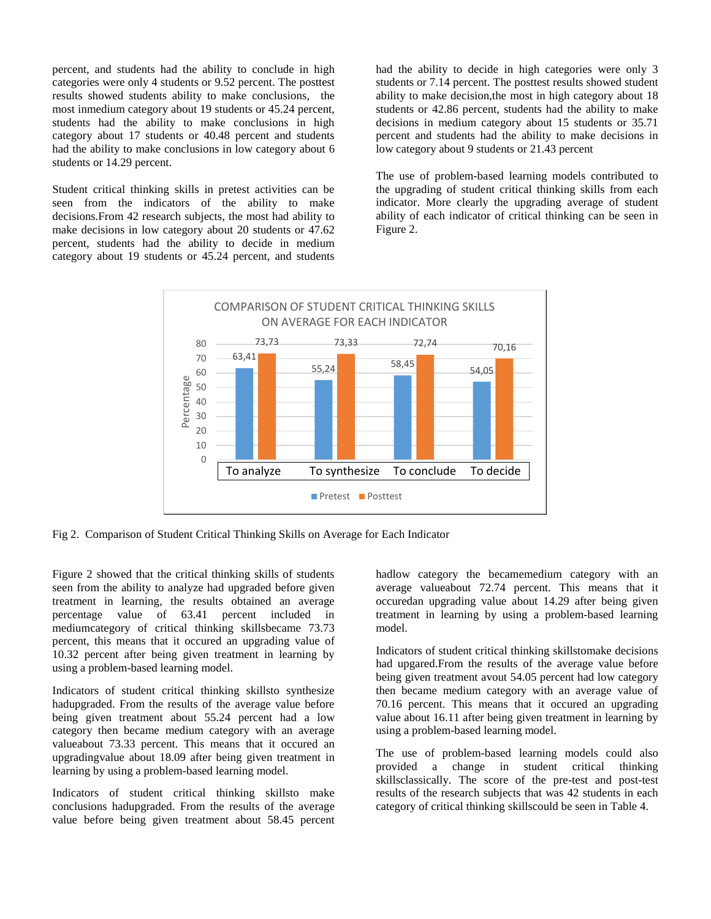percent, and students had the ability to conclude in high categories were only 4 students or 9.52 percent. The posttest results showed students ability to make conclusions, the most inmedium category about 19 students or 45.24 percent, students had the ability to make conclusions in high category about 17 students or 40.48 percent and students had the ability to make conclusions in low category about 6 students or 14.29 percent.

Student critical thinking skills in pretest activities can be seen from the indicators of the ability to make decisions.From 42 research subjects, the most had ability to make decisions in low category about 20 students or 47.62 percent, students had the ability to decide in medium category about 19 students or 45.24 percent, and students had the ability to decide in high categories were only 3 students or 7.14 percent. The posttest results showed student ability to make decision,the most in high category about 18 students or 42.86 percent, students had the ability to make decisions in medium category about 15 students or 35.71 percent and students had the ability to make decisions in low category about 9 students or 21.43 percent

The use of problem-based learning models contributed to the upgrading of student critical thinking skills from each indicator. More clearly the upgrading average of student ability of each indicator of critical thinking can be seen in Figure 2.

COMPARISON OF STUDENT CRITICAL THINKING SKILLS ON AVERAGE FOR EACH INDICATOR

| Indicator | Pretest | Posttest |
|---|---|---|
| To analyze | 63,41 | 73,73 |
| To synthesize | 55,24 | 73,33 |
| To conclude | 58,45 | 72,74 |
| To decide | 54,05 | 70,16 |

Fig 2. Comparison of Student Critical Thinking Skills on Average for Each Indicator

Figure 2 showed that the critical thinking skills of students seen from the ability to analyze had upgraded before given treatment in learning, the results obtained an average percentage value of 63.41 percent included in mediumcategory of critical thinking skillsbecame 73.73 percent, this means that it occured an upgrading value of 10.32 percent after being given treatment in learning by using a problem-based learning model.

Indicators of student critical thinking skillsto synthesize hadupgraded. From the results of the average value before being given treatment about 55.24 percent had a low category then became medium category with an average valueabout 73.33 percent. This means that it occured an upgradingvalue about 18.09 after being given treatment in learning by using a problem-based learning model.

Indicators of student critical thinking skillsto make conclusions hadupgraded. From the results of the average value before being given treatment about 58.45 percent hadlow category the becamemedium category with an average valueabout 72.74 percent. This means that it occuredan upgrading value about 14.29 after being given treatment in learning by using a problem-based learning model.

Indicators of student critical thinking skillstomake decisions had upgared.From the results of the average value before being given treatment avout 54.05 percent had low category then became medium category with an average value of 70.16 percent. This means that it occured an upgrading value about 16.11 after being given treatment in learning by using a problem-based learning model.

The use of problem-based learning models could also provided a change in student critical thinking skillsclassically. The score of the pre-test and post-test results of the research subjects that was 42 students in each category of critical thinking skillscould be seen in Table 4.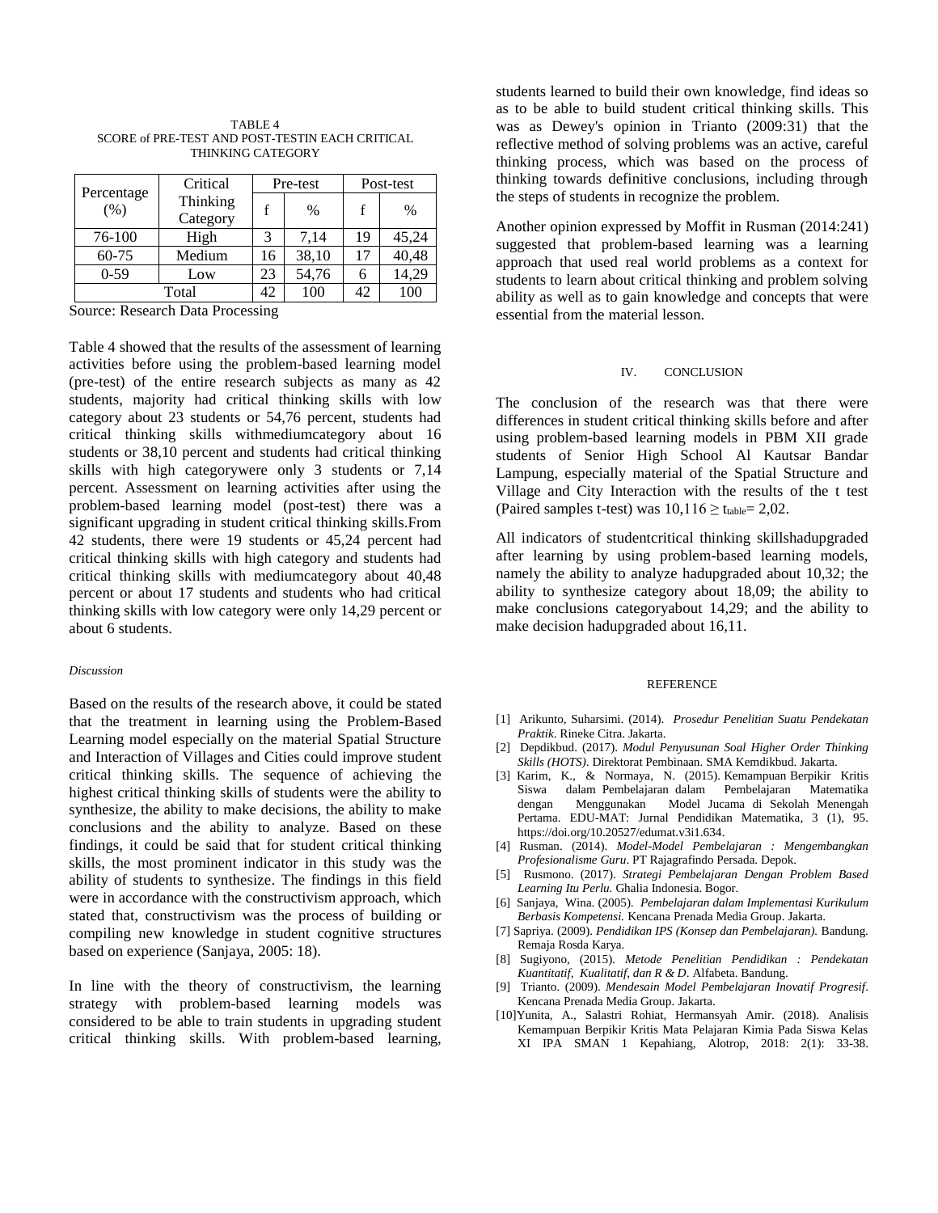TABLE 4
SCORE of PRE-TEST AND POST-TESTIN EACH CRITICAL THINKING CATEGORY

| Percentage (%) | Critical Thinking Category | Pre-test | | Post-test | |
|---|---|---|---|---|---|
| | | f | % | f | % |
| 76-100 | High | 3 | 7,14 | 19 | 45,24 |
| 60-75 | Medium | 16 | 38,10 | 17 | 40,48 |
| 0-59 | Low | 23 | 54,76 | 6 | 14,29 |
| Total | | 42 | 100 | 42 | 100 |

Source: Research Data Processing

Table 4 showed that the results of the assessment of learning activities before using the problem-based learning model (pre-test) of the entire research subjects as many as 42 students, majority had critical thinking skills with low category about 23 students or 54,76 percent, students had critical thinking skills withmediumcategory about 16 students or 38,10 percent and students had critical thinking skills with high categorywere only 3 students or 7,14 percent. Assessment on learning activities after using the problem-based learning model (post-test) there was a significant upgrading in student critical thinking skills.From 42 students, there were 19 students or 45,24 percent had critical thinking skills with high category and students had critical thinking skills with mediumcategory about 40,48 percent or about 17 students and students who had critical thinking skills with low category were only 14,29 percent or about 6 students.

*Discussion*

Based on the results of the research above, it could be stated that the treatment in learning using the Problem-Based Learning model especially on the material Spatial Structure and Interaction of Villages and Cities could improve student critical thinking skills. The sequence of achieving the highest critical thinking skills of students were the ability to synthesize, the ability to make decisions, the ability to make conclusions and the ability to analyze. Based on these findings, it could be said that for student critical thinking skills, the most prominent indicator in this study was the ability of students to synthesize. The findings in this field were in accordance with the constructivism approach, which stated that, constructivism was the process of building or compiling new knowledge in student cognitive structures based on experience (Sanjaya, 2005: 18).

In line with the theory of constructivism, the learning strategy with problem-based learning models was considered to be able to train students in upgrading student critical thinking skills. With problem-based learning, students learned to build their own knowledge, find ideas so as to be able to build student critical thinking skills. This was as Dewey's opinion in Trianto (2009:31) that the reflective method of solving problems was an active, careful thinking process, which was based on the process of thinking towards definitive conclusions, including through the steps of students in recognize the problem.

Another opinion expressed by Moffit in Rusman (2014:241) suggested that problem-based learning was a learning approach that used real world problems as a context for students to learn about critical thinking and problem solving ability as well as to gain knowledge and concepts that were essential from the material lesson.

## IV. CONCLUSION

The conclusion of the research was that there were differences in student critical thinking skills before and after using problem-based learning models in PBM XII grade students of Senior High School Al Kautsar Bandar Lampung, especially material of the Spatial Structure and Village and City Interaction with the results of the t test (Paired samples t-test) was $10,116 \geq t_{table} = 2,02$.

All indicators of studentcritical thinking skillshadupgraded after learning by using problem-based learning models, namely the ability to analyze hadupgraded about 10,32; the ability to synthesize category about 18,09; the ability to make conclusions categoryabout 14,29; and the ability to make decision hadupgraded about 16,11.

## REFERENCE

[1] Arikunto, Suharsimi. (2014). *Prosedur Penelitian Suatu Pendekatan Praktik*. Rineke Citra. Jakarta.

[2] Depdikbud. (2017). *Modul Penyusunan Soal Higher Order Thinking Skills (HOTS)*. Direktorat Pembinaan. SMA Kemdikbud. Jakarta.

[3] Karim, K., & Normaya, N. (2015). Kemampuan Berpikir Kritis Siswa dalam Pembelajaran dalam Pembelajaran Matematika dengan Menggunakan Model Jucama di Sekolah Menengah Pertama. EDU-MAT: Jurnal Pendidikan Matematika, 3 (1), 95. https://doi.org/10.20527/edumat.v3i1.634.

[4] Rusman. (2014). *Model-Model Pembelajaran : Mengembangkan Profesionalisme Guru*. PT Rajagrafindo Persada. Depok.

[5] Rusmono. (2017). *Strategi Pembelajaran Dengan Problem Based Learning Itu Perlu.* Ghalia Indonesia. Bogor.

[6] Sanjaya, Wina. (2005). *Pembelajaran dalam Implementasi Kurikulum Berbasis Kompetensi.* Kencana Prenada Media Group. Jakarta.

[7] Sapriya. (2009). *Pendidikan IPS (Konsep dan Pembelajaran).* Bandung. Remaja Rosda Karya.

[8] Sugiyono, (2015). *Metode Penelitian Pendidikan : Pendekatan Kuantitatif, Kualitatif, dan R & D*. Alfabeta. Bandung.

[9] Trianto. (2009). *Mendesain Model Pembelajaran Inovatif Progresif*. Kencana Prenada Media Group. Jakarta.

[10] Yunita, A., Salastri Rohiat, Hermansyah Amir. (2018). Analisis Kemampuan Berpikir Kritis Mata Pelajaran Kimia Pada Siswa Kelas XI IPA SMAN 1 Kepahiang, Alotrop, 2018: 2(1): 33-38.